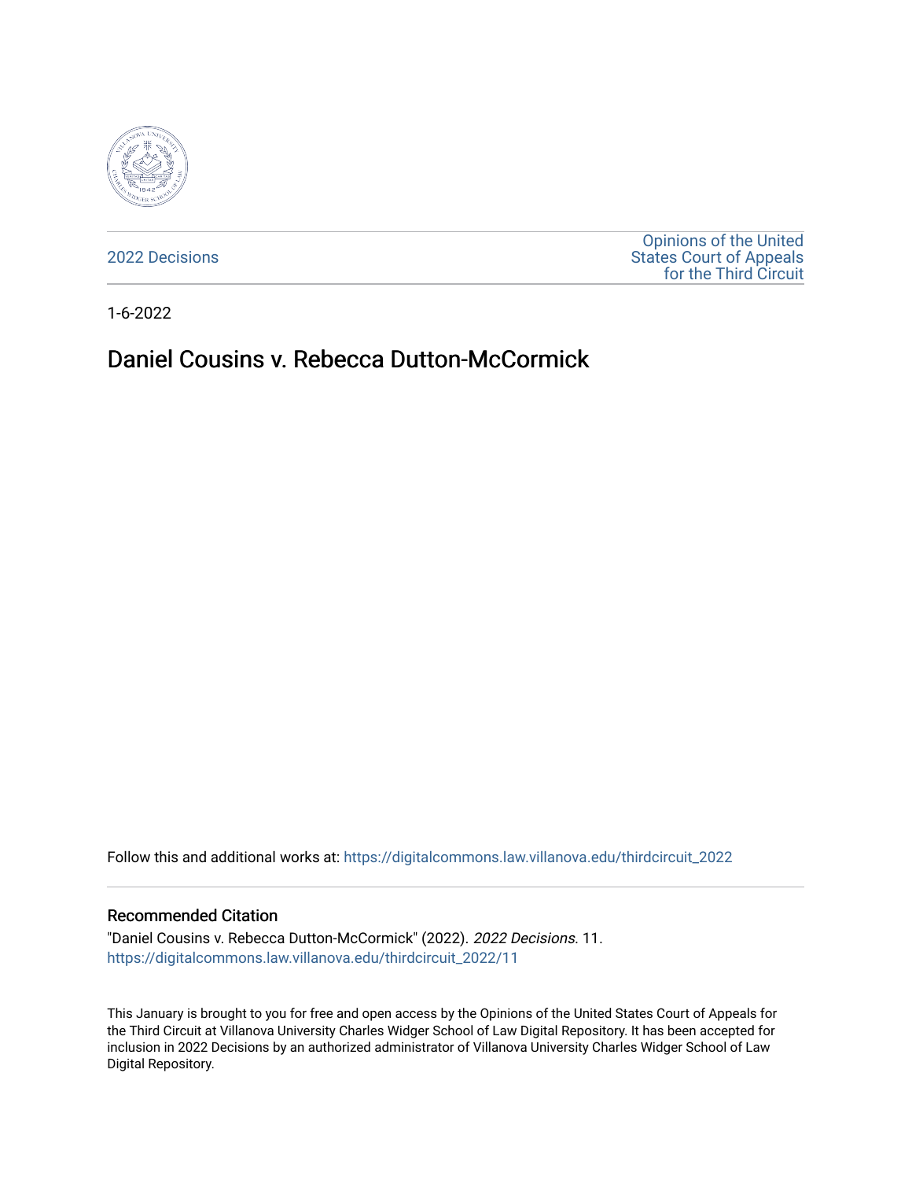2022 Decisions

Opinions of the United States Court of Appeals for the Third Circuit

1-6-2022

# Daniel Cousins v. Rebecca Dutton-McCormick

Follow this and additional works at: https://digitalcommons.law.villanova.edu/thirdcircuit_2022

## Recommended Citation

"Daniel Cousins v. Rebecca Dutton-McCormick" (2022). *2022 Decisions*. 11.
https://digitalcommons.law.villanova.edu/thirdcircuit_2022/11

This January is brought to you for free and open access by the Opinions of the United States Court of Appeals for the Third Circuit at Villanova University Charles Widger School of Law Digital Repository. It has been accepted for inclusion in 2022 Decisions by an authorized administrator of Villanova University Charles Widger School of Law Digital Repository.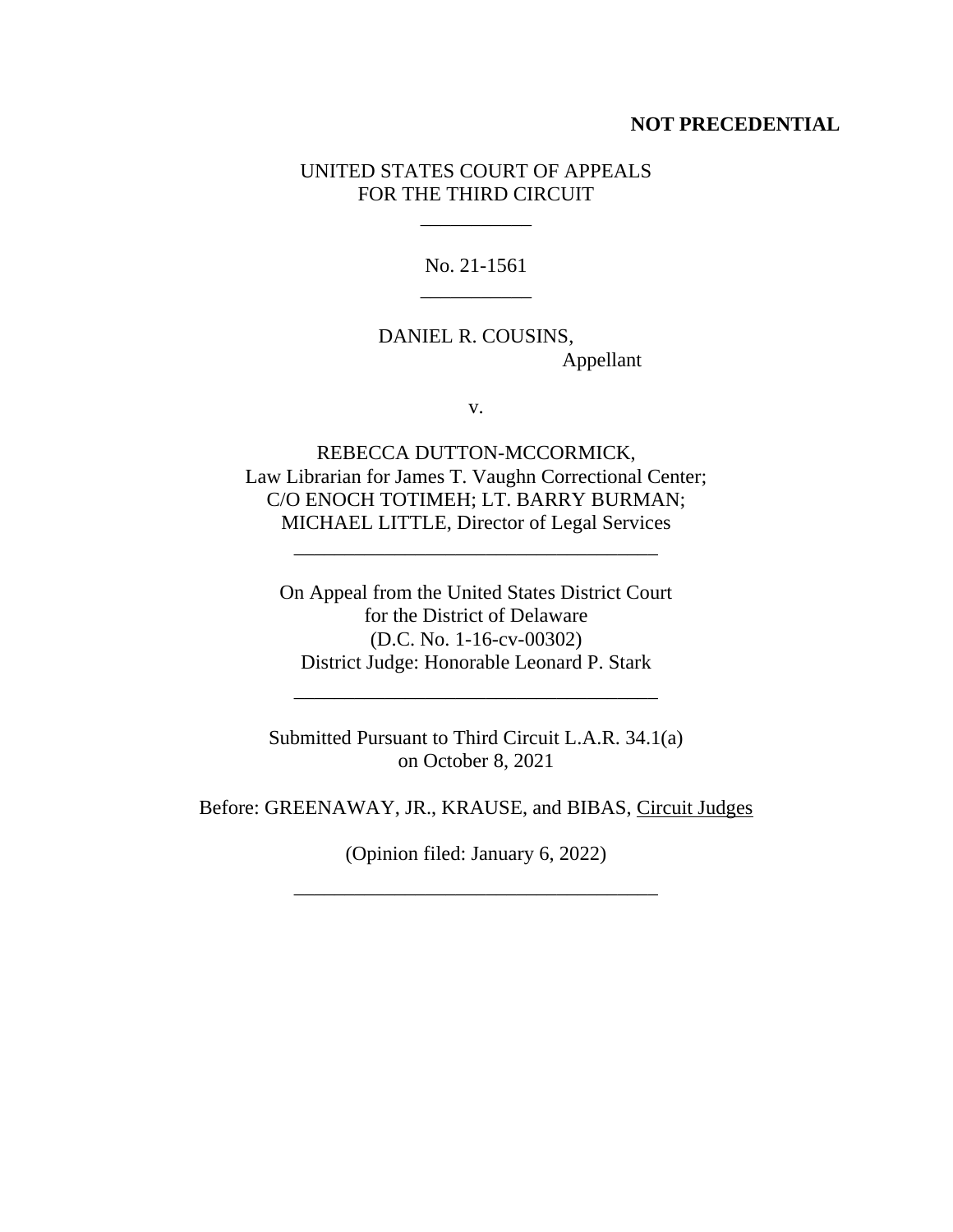**NOT PRECEDENTIAL**

UNITED STATES COURT OF APPEALS
FOR THE THIRD CIRCUIT

___________

No. 21-1561

___________

DANIEL R. COUSINS,
Appellant

v.

REBECCA DUTTON-MCCORMICK,
Law Librarian for James T. Vaughn Correctional Center;
C/O ENOCH TOTIMEH; LT. BARRY BURMAN;
MICHAEL LITTLE, Director of Legal Services

____________________________________

On Appeal from the United States District Court
for the District of Delaware
(D.C. No. 1-16-cv-00302)
District Judge: Honorable Leonard P. Stark

____________________________________

Submitted Pursuant to Third Circuit L.A.R. 34.1(a)
on October 8, 2021

Before: GREENAWAY, JR., KRAUSE, and BIBAS, Circuit Judges

(Opinion filed: January 6, 2022)

___________________________________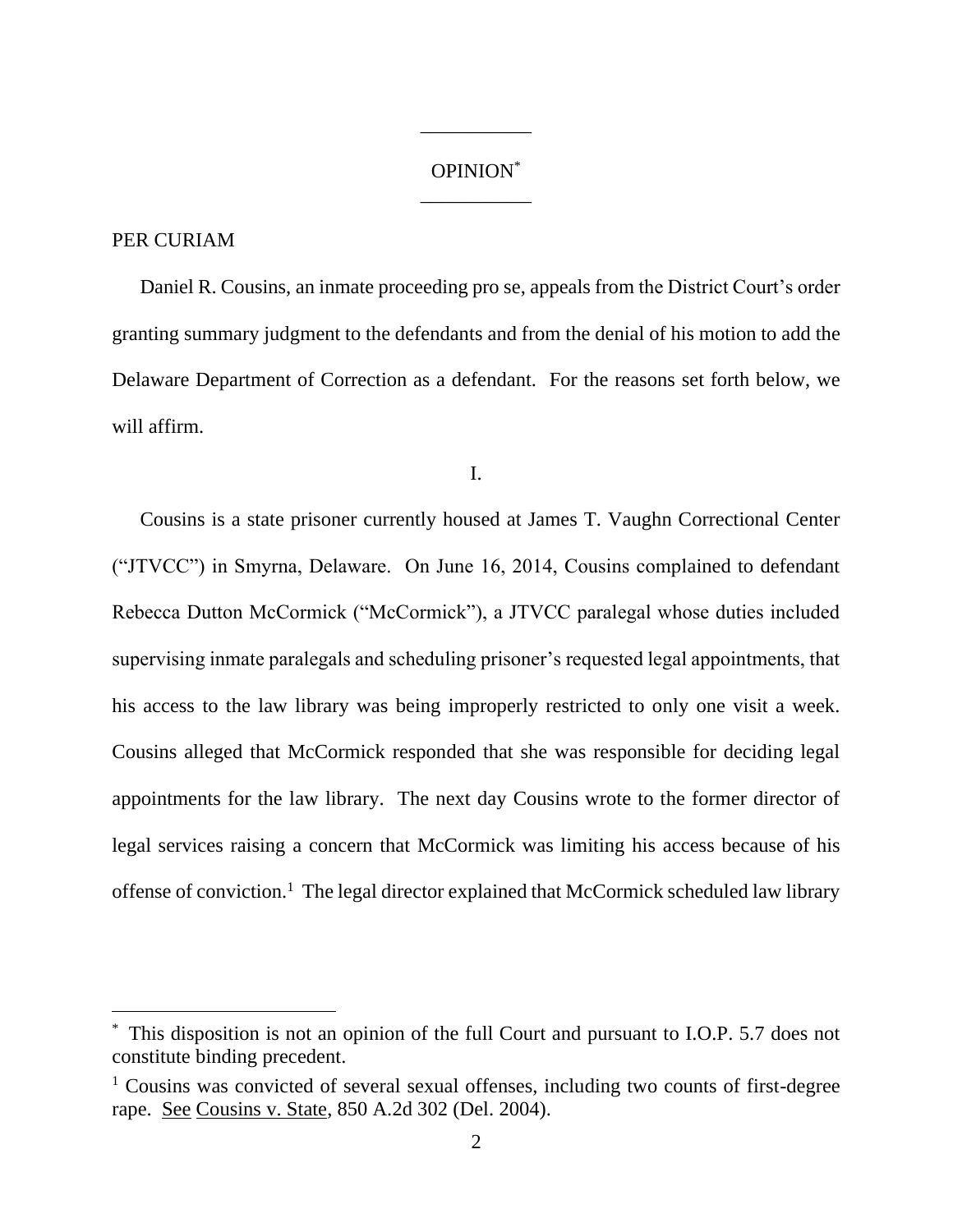# OPINION[*]

PER CURIAM

Daniel R. Cousins, an inmate proceeding pro se, appeals from the District Court's order granting summary judgment to the defendants and from the denial of his motion to add the Delaware Department of Correction as a defendant. For the reasons set forth below, we will affirm.

## I.

Cousins is a state prisoner currently housed at James T. Vaughn Correctional Center ("JTVCC") in Smyrna, Delaware. On June 16, 2014, Cousins complained to defendant Rebecca Dutton McCormick ("McCormick"), a JTVCC paralegal whose duties included supervising inmate paralegals and scheduling prisoner's requested legal appointments, that his access to the law library was being improperly restricted to only one visit a week. Cousins alleged that McCormick responded that she was responsible for deciding legal appointments for the law library. The next day Cousins wrote to the former director of legal services raising a concern that McCormick was limiting his access because of his offense of conviction.[1] The legal director explained that McCormick scheduled law library

---

[*] This disposition is not an opinion of the full Court and pursuant to I.O.P. 5.7 does not constitute binding precedent.

[1] Cousins was convicted of several sexual offenses, including two counts of first-degree rape. See Cousins v. State, 850 A.2d 302 (Del. 2004).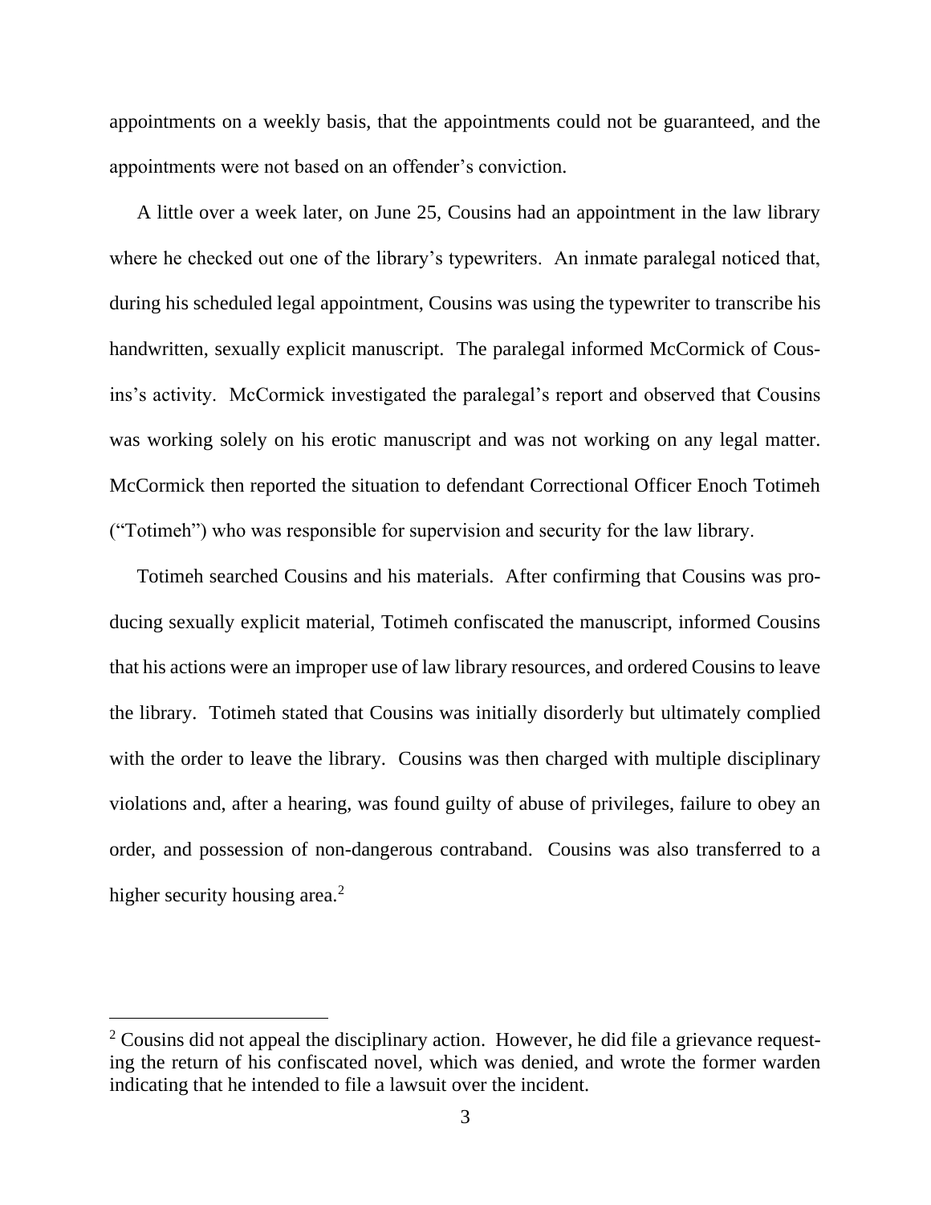appointments on a weekly basis, that the appointments could not be guaranteed, and the appointments were not based on an offender's conviction.

A little over a week later, on June 25, Cousins had an appointment in the law library where he checked out one of the library's typewriters. An inmate paralegal noticed that, during his scheduled legal appointment, Cousins was using the typewriter to transcribe his handwritten, sexually explicit manuscript. The paralegal informed McCormick of Cousins's activity. McCormick investigated the paralegal's report and observed that Cousins was working solely on his erotic manuscript and was not working on any legal matter. McCormick then reported the situation to defendant Correctional Officer Enoch Totimeh ("Totimeh") who was responsible for supervision and security for the law library.

Totimeh searched Cousins and his materials. After confirming that Cousins was producing sexually explicit material, Totimeh confiscated the manuscript, informed Cousins that his actions were an improper use of law library resources, and ordered Cousins to leave the library. Totimeh stated that Cousins was initially disorderly but ultimately complied with the order to leave the library. Cousins was then charged with multiple disciplinary violations and, after a hearing, was found guilty of abuse of privileges, failure to obey an order, and possession of non-dangerous contraband. Cousins was also transferred to a higher security housing area.[2]

[2] Cousins did not appeal the disciplinary action. However, he did file a grievance requesting the return of his confiscated novel, which was denied, and wrote the former warden indicating that he intended to file a lawsuit over the incident.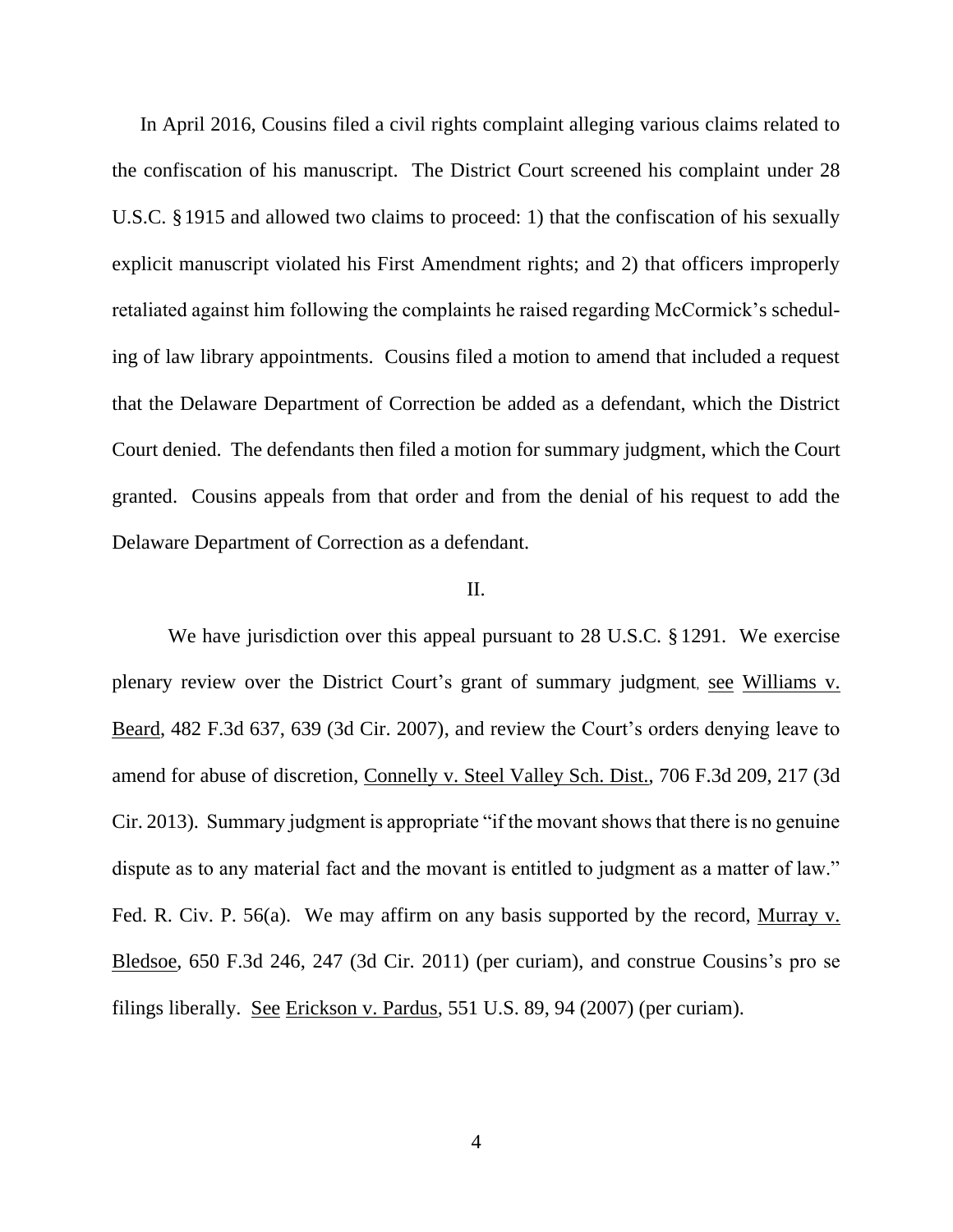In April 2016, Cousins filed a civil rights complaint alleging various claims related to the confiscation of his manuscript. The District Court screened his complaint under 28 U.S.C. § 1915 and allowed two claims to proceed: 1) that the confiscation of his sexually explicit manuscript violated his First Amendment rights; and 2) that officers improperly retaliated against him following the complaints he raised regarding McCormick's scheduling of law library appointments. Cousins filed a motion to amend that included a request that the Delaware Department of Correction be added as a defendant, which the District Court denied. The defendants then filed a motion for summary judgment, which the Court granted. Cousins appeals from that order and from the denial of his request to add the Delaware Department of Correction as a defendant.

## II.

We have jurisdiction over this appeal pursuant to 28 U.S.C. § 1291. We exercise plenary review over the District Court's grant of summary judgment, see Williams v. Beard, 482 F.3d 637, 639 (3d Cir. 2007), and review the Court's orders denying leave to amend for abuse of discretion, Connelly v. Steel Valley Sch. Dist., 706 F.3d 209, 217 (3d Cir. 2013). Summary judgment is appropriate "if the movant shows that there is no genuine dispute as to any material fact and the movant is entitled to judgment as a matter of law." Fed. R. Civ. P. 56(a). We may affirm on any basis supported by the record, Murray v. Bledsoe, 650 F.3d 246, 247 (3d Cir. 2011) (per curiam), and construe Cousins's pro se filings liberally. See Erickson v. Pardus, 551 U.S. 89, 94 (2007) (per curiam).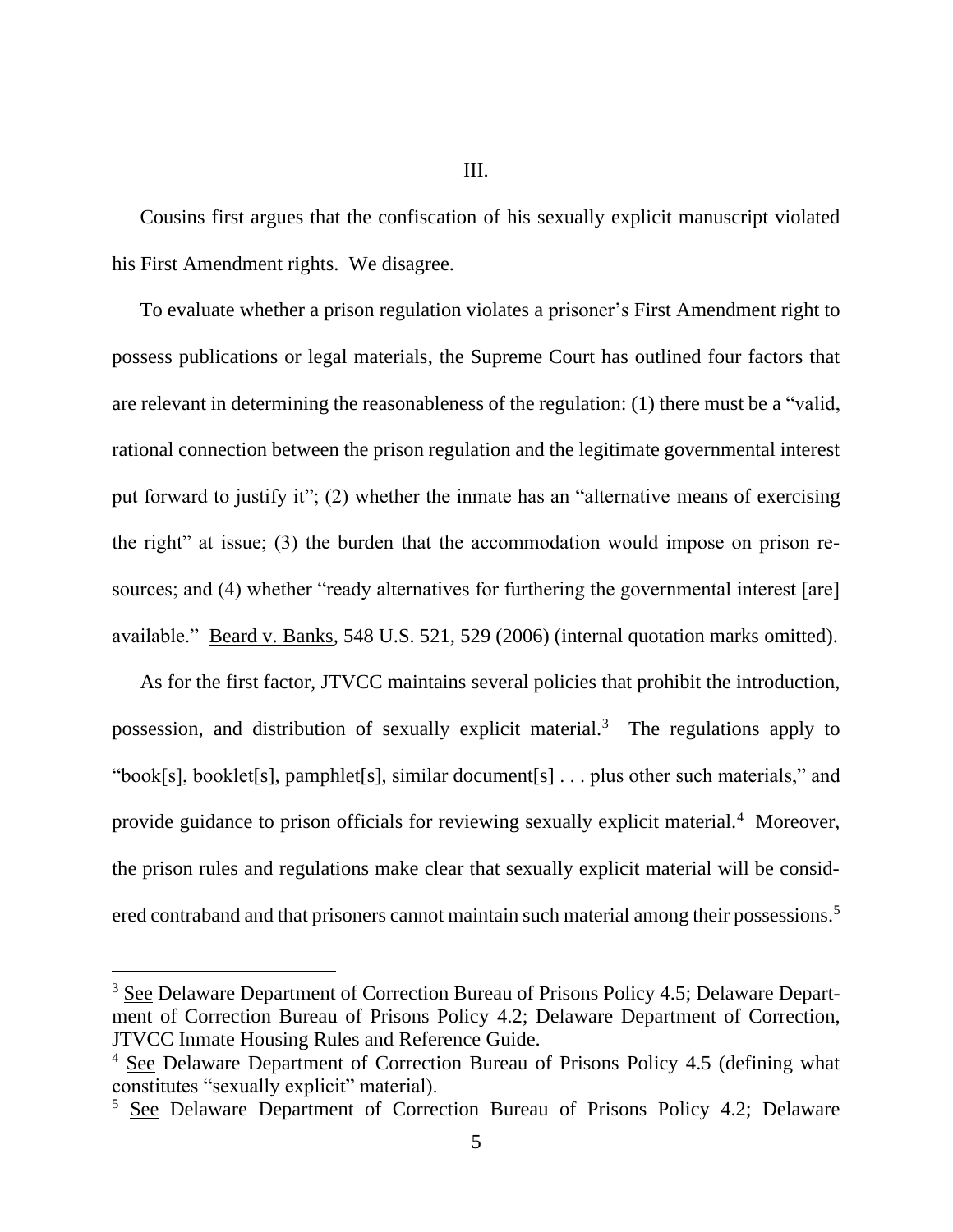# III.

Cousins first argues that the confiscation of his sexually explicit manuscript violated his First Amendment rights. We disagree.

To evaluate whether a prison regulation violates a prisoner's First Amendment right to possess publications or legal materials, the Supreme Court has outlined four factors that are relevant in determining the reasonableness of the regulation: (1) there must be a "valid, rational connection between the prison regulation and the legitimate governmental interest put forward to justify it"; (2) whether the inmate has an "alternative means of exercising the right" at issue; (3) the burden that the accommodation would impose on prison resources; and (4) whether "ready alternatives for furthering the governmental interest [are] available." Beard v. Banks, 548 U.S. 521, 529 (2006) (internal quotation marks omitted).

As for the first factor, JTVCC maintains several policies that prohibit the introduction, possession, and distribution of sexually explicit material.[3] The regulations apply to "book[s], booklet[s], pamphlet[s], similar document[s] . . . plus other such materials," and provide guidance to prison officials for reviewing sexually explicit material.[4] Moreover, the prison rules and regulations make clear that sexually explicit material will be considered contraband and that prisoners cannot maintain such material among their possessions.[5]

---

[3] See Delaware Department of Correction Bureau of Prisons Policy 4.5; Delaware Department of Correction Bureau of Prisons Policy 4.2; Delaware Department of Correction, JTVCC Inmate Housing Rules and Reference Guide.

[4] See Delaware Department of Correction Bureau of Prisons Policy 4.5 (defining what constitutes "sexually explicit" material).

[5] See Delaware Department of Correction Bureau of Prisons Policy 4.2; Delaware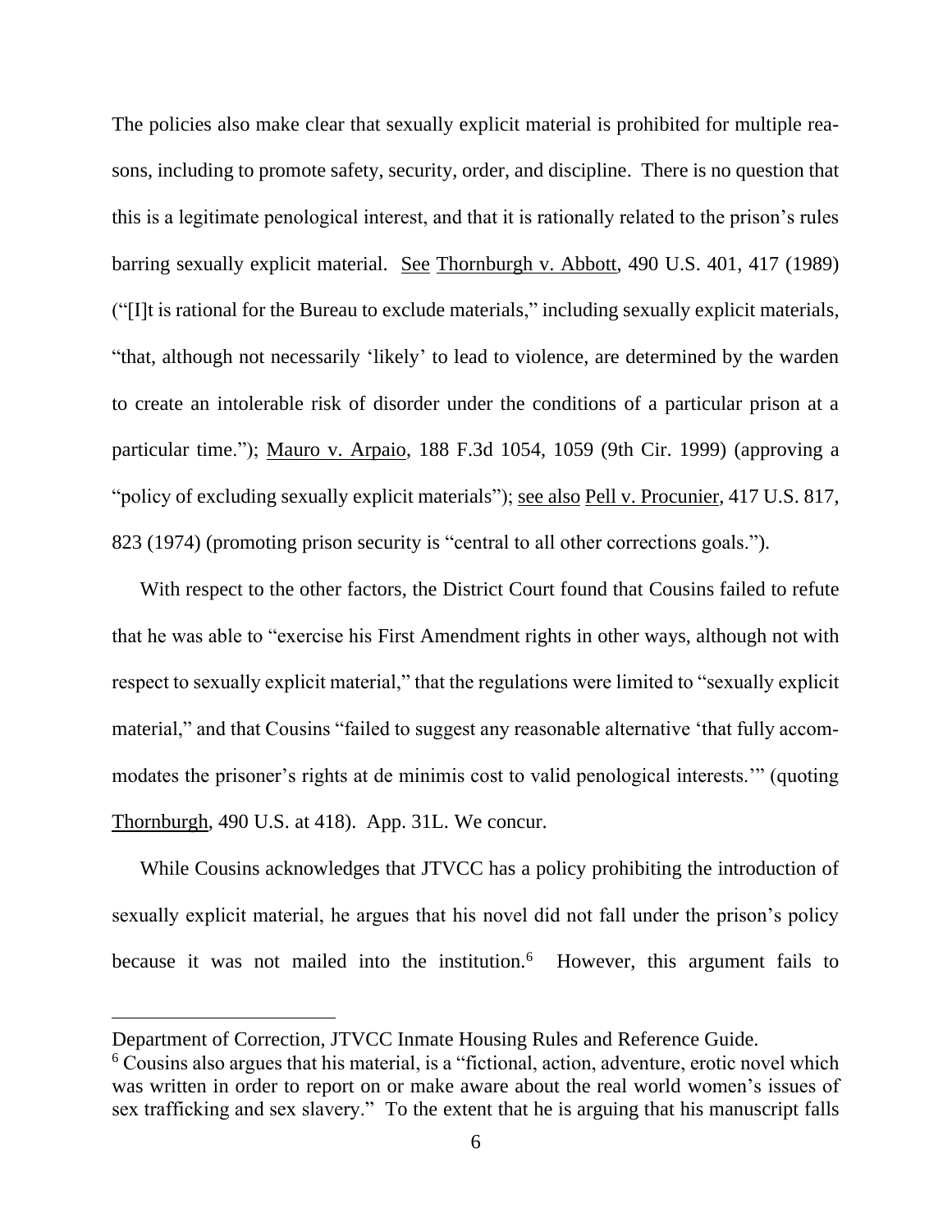The policies also make clear that sexually explicit material is prohibited for multiple reasons, including to promote safety, security, order, and discipline. There is no question that this is a legitimate penological interest, and that it is rationally related to the prison's rules barring sexually explicit material. See Thornburgh v. Abbott, 490 U.S. 401, 417 (1989) ("[I]t is rational for the Bureau to exclude materials," including sexually explicit materials, "that, although not necessarily 'likely' to lead to violence, are determined by the warden to create an intolerable risk of disorder under the conditions of a particular prison at a particular time."); Mauro v. Arpaio, 188 F.3d 1054, 1059 (9th Cir. 1999) (approving a "policy of excluding sexually explicit materials"); see also Pell v. Procunier, 417 U.S. 817, 823 (1974) (promoting prison security is "central to all other corrections goals.").

With respect to the other factors, the District Court found that Cousins failed to refute that he was able to "exercise his First Amendment rights in other ways, although not with respect to sexually explicit material," that the regulations were limited to "sexually explicit material," and that Cousins "failed to suggest any reasonable alternative 'that fully accommodates the prisoner's rights at de minimis cost to valid penological interests.'" (quoting Thornburgh, 490 U.S. at 418). App. 31L. We concur.

While Cousins acknowledges that JTVCC has a policy prohibiting the introduction of sexually explicit material, he argues that his novel did not fall under the prison's policy because it was not mailed into the institution.[6] However, this argument fails to

---

Department of Correction, JTVCC Inmate Housing Rules and Reference Guide.

[6] Cousins also argues that his material, is a "fictional, action, adventure, erotic novel which was written in order to report on or make aware about the real world women's issues of sex trafficking and sex slavery." To the extent that he is arguing that his manuscript falls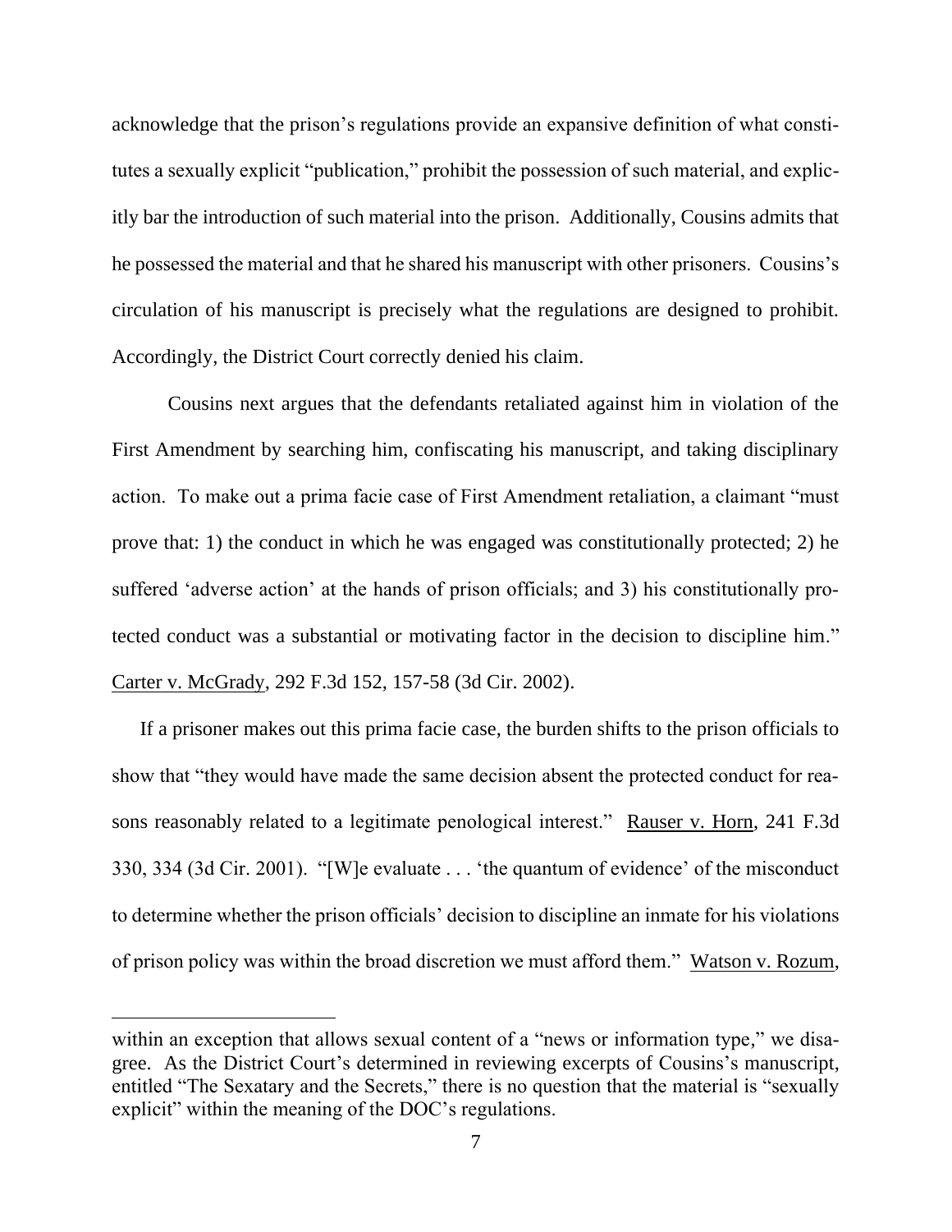acknowledge that the prison's regulations provide an expansive definition of what constitutes a sexually explicit "publication," prohibit the possession of such material, and explicitly bar the introduction of such material into the prison. Additionally, Cousins admits that he possessed the material and that he shared his manuscript with other prisoners. Cousins's circulation of his manuscript is precisely what the regulations are designed to prohibit. Accordingly, the District Court correctly denied his claim.

Cousins next argues that the defendants retaliated against him in violation of the First Amendment by searching him, confiscating his manuscript, and taking disciplinary action. To make out a prima facie case of First Amendment retaliation, a claimant "must prove that: 1) the conduct in which he was engaged was constitutionally protected; 2) he suffered 'adverse action' at the hands of prison officials; and 3) his constitutionally protected conduct was a substantial or motivating factor in the decision to discipline him." Carter v. McGrady, 292 F.3d 152, 157-58 (3d Cir. 2002).

If a prisoner makes out this prima facie case, the burden shifts to the prison officials to show that "they would have made the same decision absent the protected conduct for reasons reasonably related to a legitimate penological interest." Rauser v. Horn, 241 F.3d 330, 334 (3d Cir. 2001). "[W]e evaluate . . . 'the quantum of evidence' of the misconduct to determine whether the prison officials' decision to discipline an inmate for his violations of prison policy was within the broad discretion we must afford them." Watson v. Rozum,

---

within an exception that allows sexual content of a "news or information type," we disagree. As the District Court's determined in reviewing excerpts of Cousins's manuscript, entitled "The Sexatary and the Secrets," there is no question that the material is "sexually explicit" within the meaning of the DOC's regulations.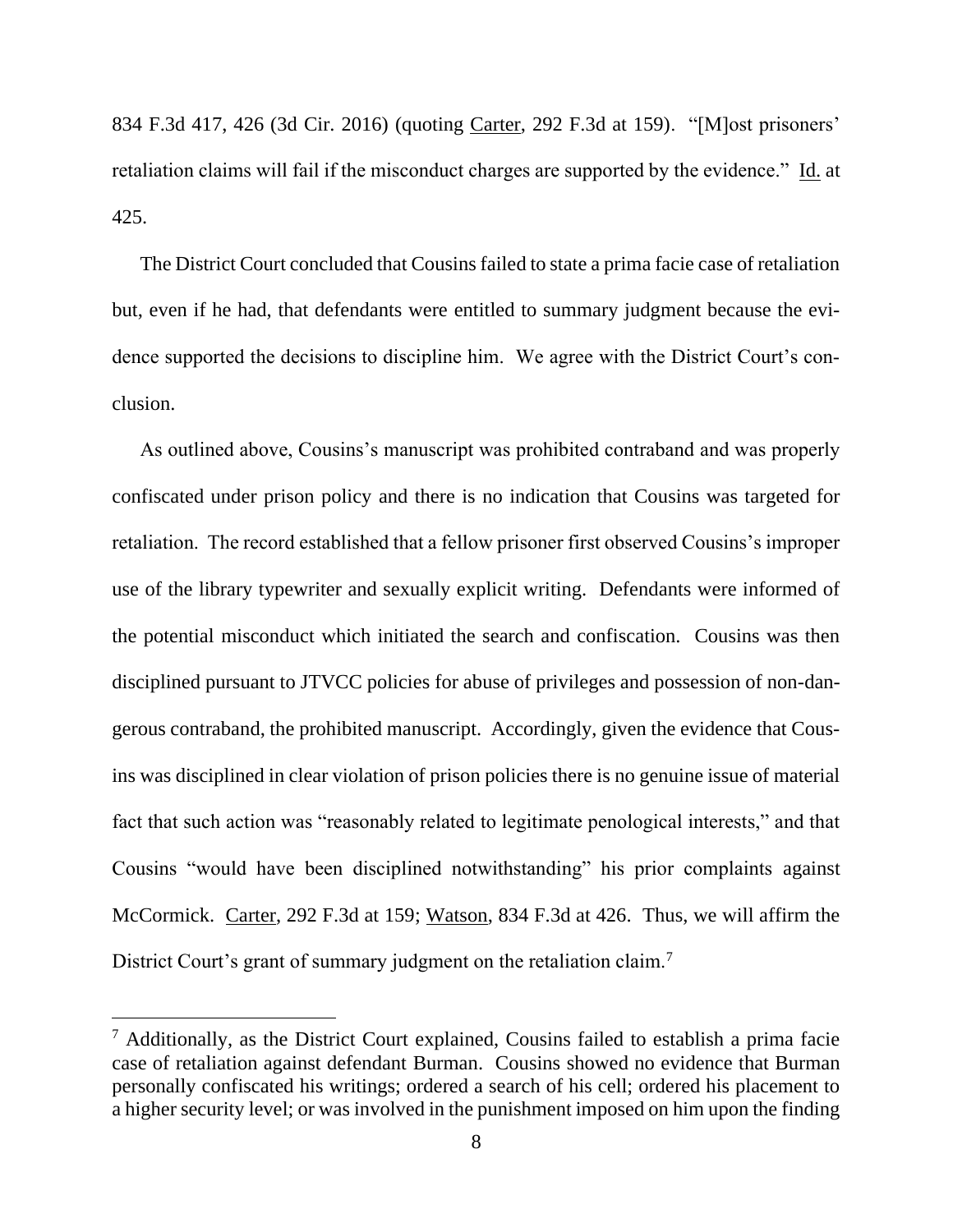834 F.3d 417, 426 (3d Cir. 2016) (quoting Carter, 292 F.3d at 159). "[M]ost prisoners' retaliation claims will fail if the misconduct charges are supported by the evidence." Id. at 425.

The District Court concluded that Cousins failed to state a prima facie case of retaliation but, even if he had, that defendants were entitled to summary judgment because the evidence supported the decisions to discipline him. We agree with the District Court's conclusion.

As outlined above, Cousins's manuscript was prohibited contraband and was properly confiscated under prison policy and there is no indication that Cousins was targeted for retaliation. The record established that a fellow prisoner first observed Cousins's improper use of the library typewriter and sexually explicit writing. Defendants were informed of the potential misconduct which initiated the search and confiscation. Cousins was then disciplined pursuant to JTVCC policies for abuse of privileges and possession of non-dangerous contraband, the prohibited manuscript. Accordingly, given the evidence that Cousins was disciplined in clear violation of prison policies there is no genuine issue of material fact that such action was "reasonably related to legitimate penological interests," and that Cousins "would have been disciplined notwithstanding" his prior complaints against McCormick. Carter, 292 F.3d at 159; Watson, 834 F.3d at 426. Thus, we will affirm the District Court's grant of summary judgment on the retaliation claim.[7]

---

[7] Additionally, as the District Court explained, Cousins failed to establish a prima facie case of retaliation against defendant Burman. Cousins showed no evidence that Burman personally confiscated his writings; ordered a search of his cell; ordered his placement to a higher security level; or was involved in the punishment imposed on him upon the finding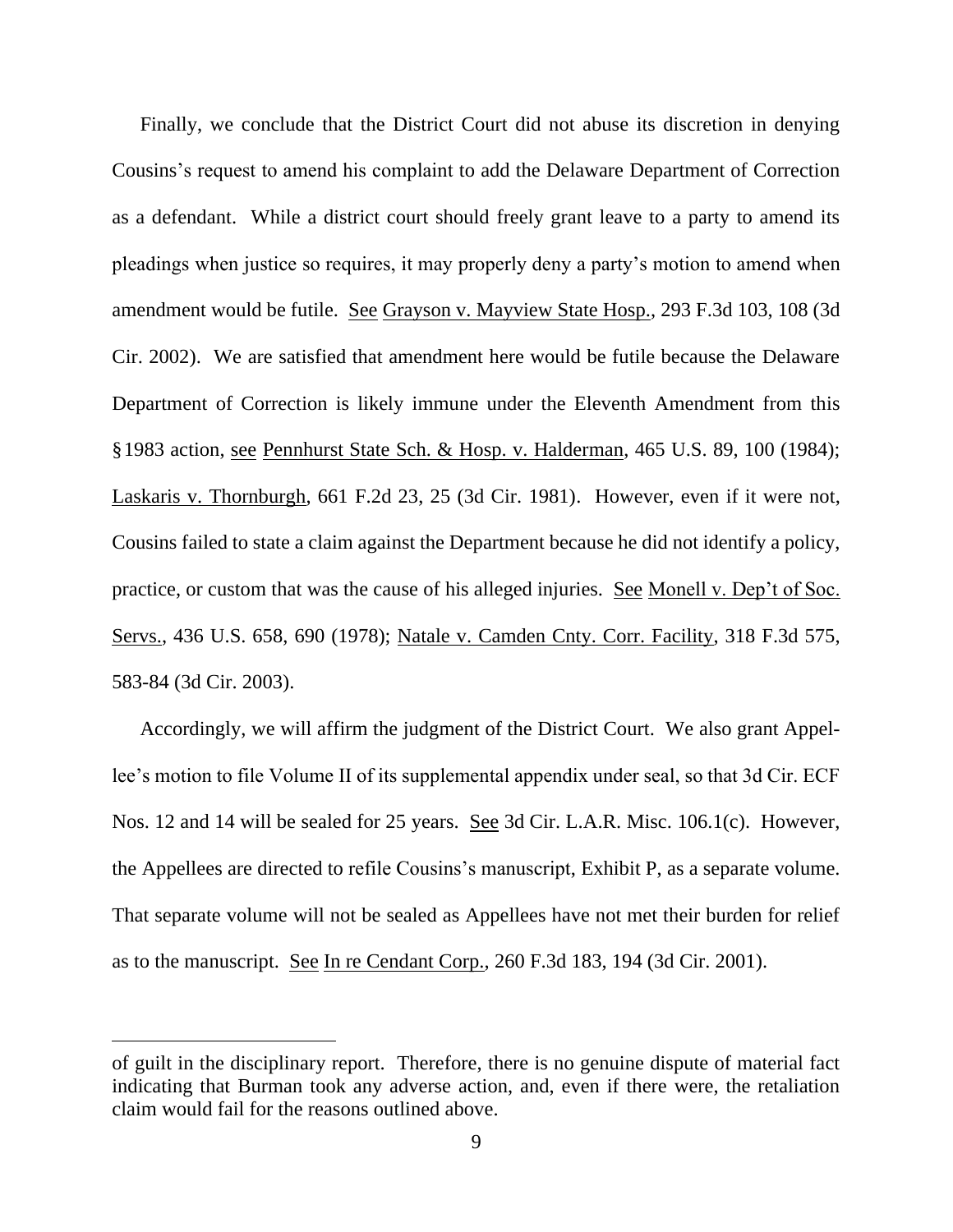Finally, we conclude that the District Court did not abuse its discretion in denying Cousins's request to amend his complaint to add the Delaware Department of Correction as a defendant. While a district court should freely grant leave to a party to amend its pleadings when justice so requires, it may properly deny a party's motion to amend when amendment would be futile. See Grayson v. Mayview State Hosp., 293 F.3d 103, 108 (3d Cir. 2002). We are satisfied that amendment here would be futile because the Delaware Department of Correction is likely immune under the Eleventh Amendment from this § 1983 action, see Pennhurst State Sch. & Hosp. v. Halderman, 465 U.S. 89, 100 (1984); Laskaris v. Thornburgh, 661 F.2d 23, 25 (3d Cir. 1981). However, even if it were not, Cousins failed to state a claim against the Department because he did not identify a policy, practice, or custom that was the cause of his alleged injuries. See Monell v. Dep't of Soc. Servs., 436 U.S. 658, 690 (1978); Natale v. Camden Cnty. Corr. Facility, 318 F.3d 575, 583-84 (3d Cir. 2003).

Accordingly, we will affirm the judgment of the District Court. We also grant Appellee's motion to file Volume II of its supplemental appendix under seal, so that 3d Cir. ECF Nos. 12 and 14 will be sealed for 25 years. See 3d Cir. L.A.R. Misc. 106.1(c). However, the Appellees are directed to refile Cousins's manuscript, Exhibit P, as a separate volume. That separate volume will not be sealed as Appellees have not met their burden for relief as to the manuscript. See In re Cendant Corp., 260 F.3d 183, 194 (3d Cir. 2001).

---

of guilt in the disciplinary report. Therefore, there is no genuine dispute of material fact indicating that Burman took any adverse action, and, even if there were, the retaliation claim would fail for the reasons outlined above.